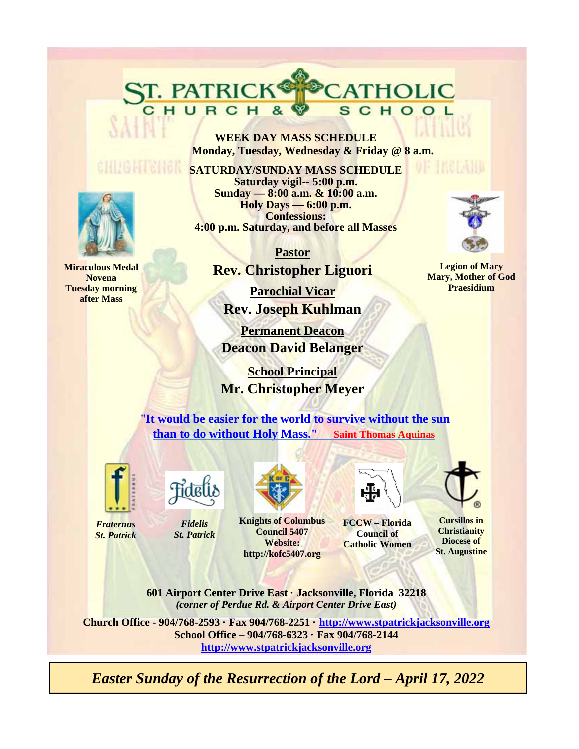# ST. PATRICK CATHOLIC CHURCH & SCHOOL

**WEEK DAY MASS SCHEDULE**
**Monday, Tuesday, Wednesday & Friday @ 8 a.m.**

**SATURDAY/SUNDAY MASS SCHEDULE**
**Saturday vigil-- 5:00 p.m.**
**Sunday — 8:00 a.m. & 10:00 a.m.**
**Holy Days — 6:00 p.m.**
**Confessions:**
**4:00 p.m. Saturday, and before all Masses**

**Miraculous Medal Novena Tuesday morning after Mass**

**Legion of Mary Mary, Mother of God Praesidium**

**Pastor**
**Rev. Christopher Liguori**

**Parochial Vicar**
**Rev. Joseph Kuhlman**

**Permanent Deacon**
**Deacon David Belanger**

**School Principal**
**Mr. Christopher Meyer**

**"It would be easier for the world to survive without the sun than to do without Holy Mass."** **Saint Thomas Aquinas**

***Fraternus St. Patrick***

***Fidelis St. Patrick***

**Knights of Columbus Council 5407 Website: http://kofc5407.org**

**FCCW – Florida Council of Catholic Women**

**Cursillos in Christianity Diocese of St. Augustine**

**601 Airport Center Drive East · Jacksonville, Florida 32218**
***(corner of Perdue Rd. & Airport Center Drive East)***

**Church Office - 904/768-2593 · Fax 904/768-2251 · http://www.stpatrickjacksonville.org**
**School Office – 904/768-6323 · Fax 904/768-2144**
**http://www.stpatrickjacksonville.org**

***Easter Sunday of the Resurrection of the Lord – April 17, 2022***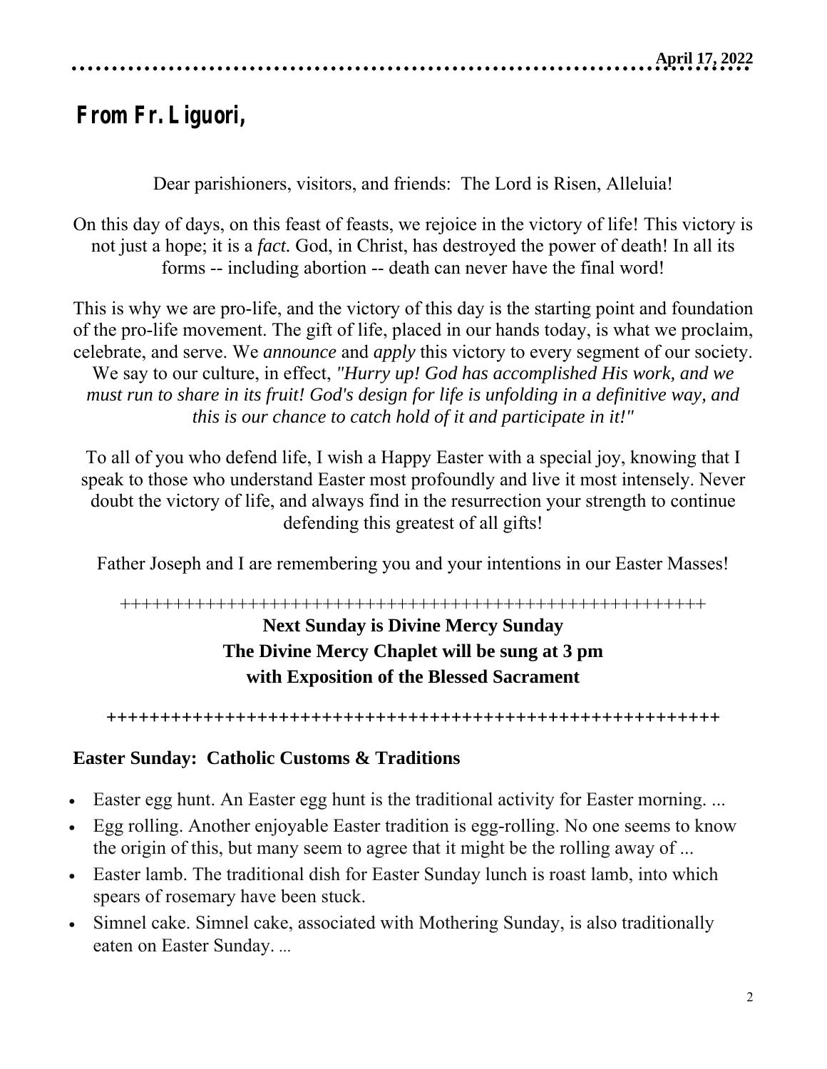# From Fr. Liguori,

Dear parishioners, visitors, and friends: The Lord is Risen, Alleluia!

On this day of days, on this feast of feasts, we rejoice in the victory of life! This victory is not just a hope; it is a *fact.* God, in Christ, has destroyed the power of death! In all its forms -- including abortion -- death can never have the final word!

This is why we are pro-life, and the victory of this day is the starting point and foundation of the pro-life movement. The gift of life, placed in our hands today, is what we proclaim, celebrate, and serve. We *announce* and *apply* this victory to every segment of our society. We say to our culture, in effect, *"Hurry up! God has accomplished His work, and we must run to share in its fruit! God's design for life is unfolding in a definitive way, and this is our chance to catch hold of it and participate in it!"*

To all of you who defend life, I wish a Happy Easter with a special joy, knowing that I speak to those who understand Easter most profoundly and live it most intensely. Never doubt the victory of life, and always find in the resurrection your strength to continue defending this greatest of all gifts!

Father Joseph and I are remembering you and your intentions in our Easter Masses!

++++++++++++++++++++++++++++++++++++++++++++++++++++++++

**Next Sunday is Divine Mercy Sunday**
**The Divine Mercy Chaplet will be sung at 3 pm**
**with Exposition of the Blessed Sacrament**

++++++++++++++++++++++++++++++++++++++++++++++++++++++++

**Easter Sunday: Catholic Customs & Traditions**

- Easter egg hunt. An Easter egg hunt is the traditional activity for Easter morning. ...
- Egg rolling. Another enjoyable Easter tradition is egg-rolling. No one seems to know the origin of this, but many seem to agree that it might be the rolling away of ...
- Easter lamb. The traditional dish for Easter Sunday lunch is roast lamb, into which spears of rosemary have been stuck.
- Simnel cake. Simnel cake, associated with Mothering Sunday, is also traditionally eaten on Easter Sunday. ...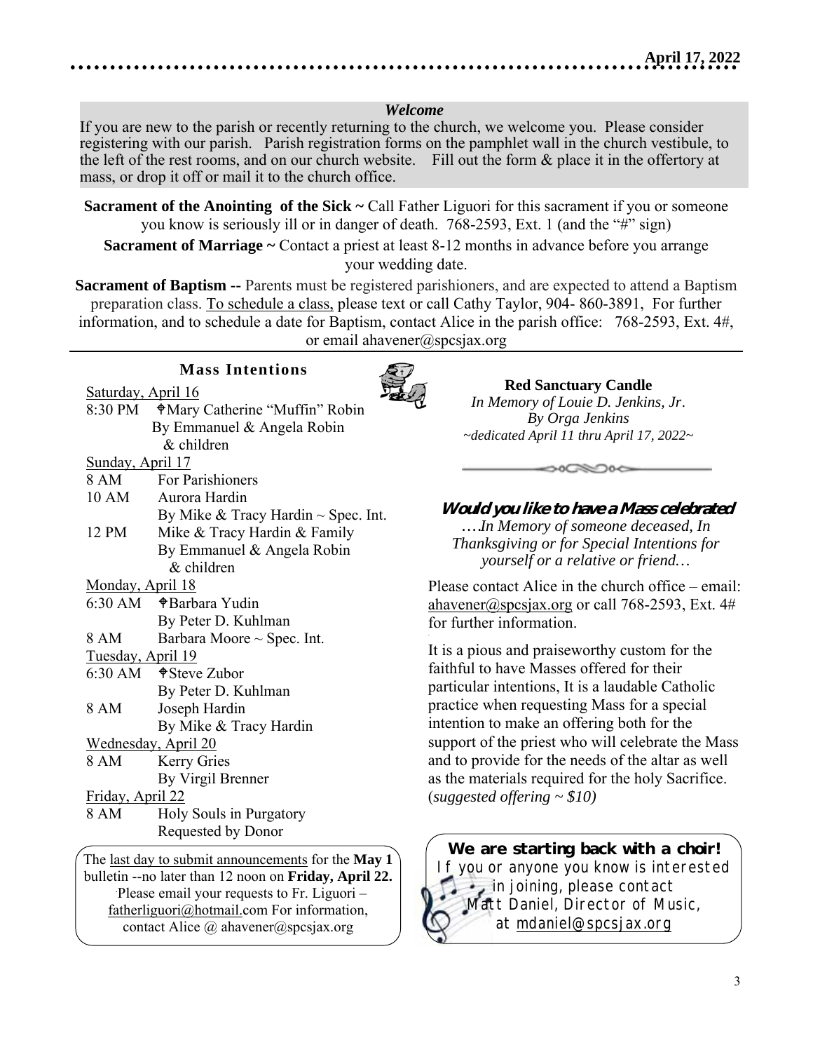April 17, 2022

### *Welcome*

If you are new to the parish or recently returning to the church, we welcome you. Please consider registering with our parish. Parish registration forms on the pamphlet wall in the church vestibule, to the left of the rest rooms, and on our church website. Fill out the form & place it in the offertory at mass, or drop it off or mail it to the church office.

**Sacrament of the Anointing of the Sick ~** Call Father Liguori for this sacrament if you or someone you know is seriously ill or in danger of death. 768-2593, Ext. 1 (and the "#" sign)

**Sacrament of Marriage ~** Contact a priest at least 8-12 months in advance before you arrange your wedding date.

**Sacrament of Baptism --** Parents must be registered parishioners, and are expected to attend a Baptism preparation class. To schedule a class, please text or call Cathy Taylor, 904- 860-3891, For further information, and to schedule a date for Baptism, contact Alice in the parish office: 768-2593, Ext. 4#, or email ahavener@spcsjax.org

## Mass Intentions

Saturday, April 16
8:30 PM ✝Mary Catherine "Muffin" Robin
By Emmanuel & Angela Robin & children

Sunday, April 17
8 AM For Parishioners
10 AM Aurora Hardin
By Mike & Tracy Hardin ~ Spec. Int.
12 PM Mike & Tracy Hardin & Family
By Emmanuel & Angela Robin & children

Monday, April 18
6:30 AM ✝Barbara Yudin
By Peter D. Kuhlman
8 AM Barbara Moore ~ Spec. Int.

Tuesday, April 19
6:30 AM ✝Steve Zubor
By Peter D. Kuhlman
8 AM Joseph Hardin
By Mike & Tracy Hardin

Wednesday, April 20
8 AM Kerry Gries
By Virgil Brenner

Friday, April 22
8 AM Holy Souls in Purgatory
Requested by Donor

The last day to submit announcements for the **May 1** bulletin --no later than 12 noon on **Friday, April 22.** Please email your requests to Fr. Liguori – fatherliguori@hotmail.com For information, contact Alice @ ahavener@spcsjax.org

**Red Sanctuary Candle**
*In Memory of Louie D. Jenkins, Jr.*
*By Orga Jenkins*
*~dedicated April 11 thru April 17, 2022~*

### *Would you like to have a Mass celebrated*

*….In Memory of someone deceased, In Thanksgiving or for Special Intentions for yourself or a relative or friend…*

Please contact Alice in the church office – email: ahavener@spcsjax.org or call 768-2593, Ext. 4# for further information.

It is a pious and praiseworthy custom for the faithful to have Masses offered for their particular intentions, It is a laudable Catholic practice when requesting Mass for a special intention to make an offering both for the support of the priest who will celebrate the Mass and to provide for the needs of the altar as well as the materials required for the holy Sacrifice. (*suggested offering ~ $10)*

**We are starting back with a choir!**
If you or anyone you know is interested in joining, please contact Matt Daniel, Director of Music, at mdaniel@spcsjax.org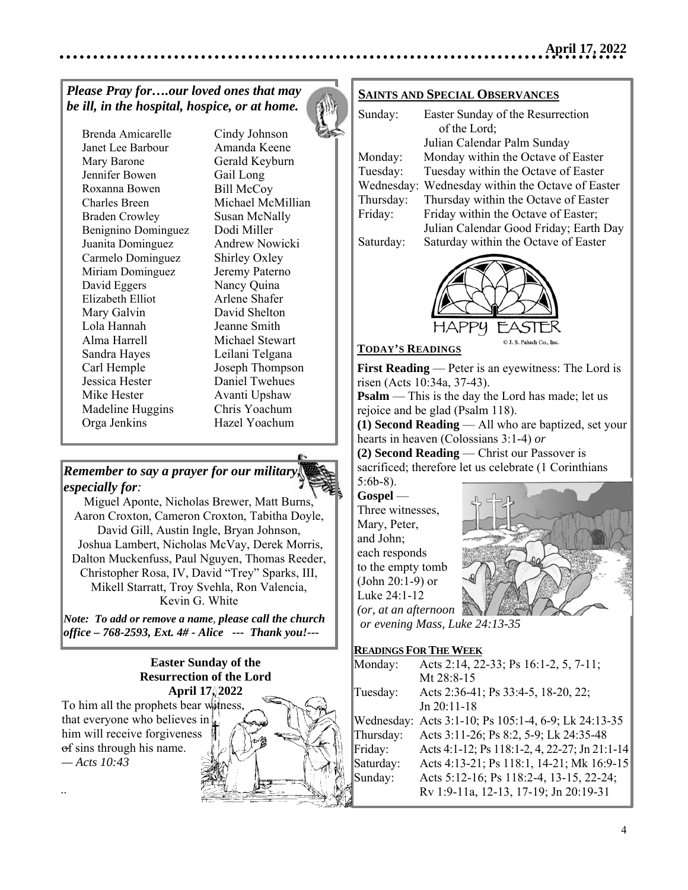*Please Pray for….our loved ones that may be ill, in the hospital, hospice, or at home.*

| | |
|---|---|
| Brenda Amicarelle | Cindy Johnson |
| Janet Lee Barbour | Amanda Keene |
| Mary Barone | Gerald Keyburn |
| Jennifer Bowen | Gail Long |
| Roxanna Bowen | Bill McCoy |
| Charles Breen | Michael McMillian |
| Braden Crowley | Susan McNally |
| Benignino Dominguez | Dodi Miller |
| Juanita Dominguez | Andrew Nowicki |
| Carmelo Dominguez | Shirley Oxley |
| Miriam Dominguez | Jeremy Paterno |
| David Eggers | Nancy Quina |
| Elizabeth Elliot | Arlene Shafer |
| Mary Galvin | David Shelton |
| Lola Hannah | Jeanne Smith |
| Alma Harrell | Michael Stewart |
| Sandra Hayes | Leilani Telgana |
| Carl Hemple | Joseph Thompson |
| Jessica Hester | Daniel Twehues |
| Mike Hester | Avanti Upshaw |
| Madeline Huggins | Chris Yoachum |
| Orga Jenkins | Hazel Yoachum |

***Remember to say a prayer for our military, especially for:***

Miguel Aponte, Nicholas Brewer, Matt Burns, Aaron Croxton, Cameron Croxton, Tabitha Doyle, David Gill, Austin Ingle, Bryan Johnson, Joshua Lambert, Nicholas McVay, Derek Morris, Dalton Muckenfuss, Paul Nguyen, Thomas Reeder, Christopher Rosa, IV, David "Trey" Sparks, III, Mikell Starratt, Troy Svehla, Ron Valencia, Kevin G. White

***Note: To add or remove a name, please call the church office – 768-2593, Ext. 4# - Alice --- Thank you!---***

**Easter Sunday of the Resurrection of the Lord April 17, 2022**

To him all the prophets bear witness, that everyone who believes in him will receive forgiveness of sins through his name.
*— Acts 10:43*

## SAINTS AND SPECIAL OBSERVANCES

| | |
|---|---|
| Sunday: | Easter Sunday of the Resurrection of the Lord; Julian Calendar Palm Sunday |
| Monday: | Monday within the Octave of Easter |
| Tuesday: | Tuesday within the Octave of Easter |
| Wednesday: | Wednesday within the Octave of Easter |
| Thursday: | Thursday within the Octave of Easter |
| Friday: | Friday within the Octave of Easter; Julian Calendar Good Friday; Earth Day |
| Saturday: | Saturday within the Octave of Easter |

HAPPY EASTER

© J. S. Paluch Co., Inc.

## TODAY'S READINGS

**First Reading** — Peter is an eyewitness: The Lord is risen (Acts 10:34a, 37-43).

**Psalm** — This is the day the Lord has made; let us rejoice and be glad (Psalm 118).

**(1) Second Reading** — All who are baptized, set your hearts in heaven (Colossians 3:1-4) *or*

**(2) Second Reading** — Christ our Passover is sacrificed; therefore let us celebrate (1 Corinthians 5:6b-8).

**Gospel** — Three witnesses, Mary, Peter, and John; each responds to the empty tomb (John 20:1-9) or Luke 24:1-12 *(or, at an afternoon or evening Mass, Luke 24:13-35*

## READINGS FOR THE WEEK

| | |
|---|---|
| Monday: | Acts 2:14, 22-33; Ps 16:1-2, 5, 7-11; Mt 28:8-15 |
| Tuesday: | Acts 2:36-41; Ps 33:4-5, 18-20, 22; Jn 20:11-18 |
| Wednesday: | Acts 3:1-10; Ps 105:1-4, 6-9; Lk 24:13-35 |
| Thursday: | Acts 3:11-26; Ps 8:2, 5-9; Lk 24:35-48 |
| Friday: | Acts 4:1-12; Ps 118:1-2, 4, 22-27; Jn 21:1-14 |
| Saturday: | Acts 4:13-21; Ps 118:1, 14-21; Mk 16:9-15 |
| Sunday: | Acts 5:12-16; Ps 118:2-4, 13-15, 22-24; Rv 1:9-11a, 12-13, 17-19; Jn 20:19-31 |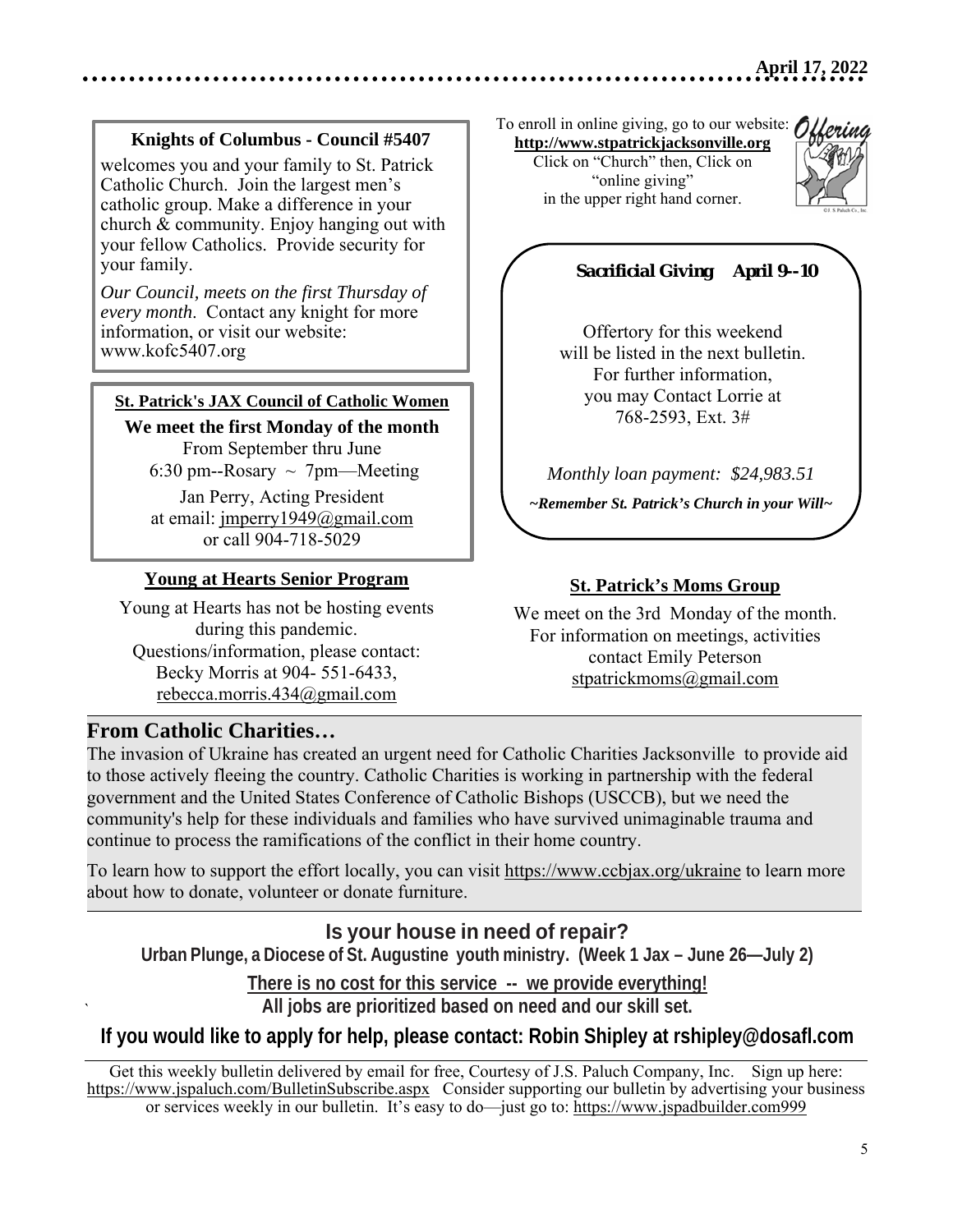April 17, 2022

### Knights of Columbus - Council #5407

welcomes you and your family to St. Patrick Catholic Church. Join the largest men's catholic group. Make a difference in your church & community. Enjoy hanging out with your fellow Catholics. Provide security for your family.

*Our Council, meets on the first Thursday of every month*. Contact any knight for more information, or visit our website: www.kofc5407.org

### St. Patrick's JAX Council of Catholic Women

**We meet the first Monday of the month**

From September thru June

6:30 pm--Rosary ~ 7pm—Meeting

Jan Perry, Acting President
at email: jmperry1949@gmail.com
or call 904-718-5029

### Young at Hearts Senior Program

Young at Hearts has not be hosting events during this pandemic.
Questions/information, please contact:
Becky Morris at 904- 551-6433,
rebecca.morris.434@gmail.com

To enroll in online giving, go to our website:
**http://www.stpatrickjacksonville.org**
Click on "Church" then, Click on "online giving"
in the upper right hand corner.

Offering

### *Sacrificial Giving April 9--10*

Offertory for this weekend will be listed in the next bulletin.
For further information, you may Contact Lorrie at 768-2593, Ext. 3#

*Monthly loan payment: $24,983.51*

***~Remember St. Patrick's Church in your Will~***

### St. Patrick's Moms Group

We meet on the 3rd Monday of the month.
For information on meetings, activities contact Emily Peterson
stpatrickmoms@gmail.com

## From Catholic Charities…

The invasion of Ukraine has created an urgent need for Catholic Charities Jacksonville to provide aid to those actively fleeing the country. Catholic Charities is working in partnership with the federal government and the United States Conference of Catholic Bishops (USCCB), but we need the community's help for these individuals and families who have survived unimaginable trauma and continue to process the ramifications of the conflict in their home country.

To learn how to support the effort locally, you can visit https://www.ccbjax.org/ukraine to learn more about how to donate, volunteer or donate furniture.

## Is your house in need of repair?

**Urban Plunge, a Diocese of St. Augustine youth ministry. (Week 1 Jax – June 26—July 2)**

**There is no cost for this service -- we provide everything!**

**All jobs are prioritized based on need and our skill set.**

**If you would like to apply for help, please contact: Robin Shipley at rshipley@dosafl.com**

Get this weekly bulletin delivered by email for free, Courtesy of J.S. Paluch Company, Inc. Sign up here: https://www.jspaluch.com/BulletinSubscribe.aspx Consider supporting our bulletin by advertising your business or services weekly in our bulletin. It's easy to do—just go to: https://www.jspadbuilder.com999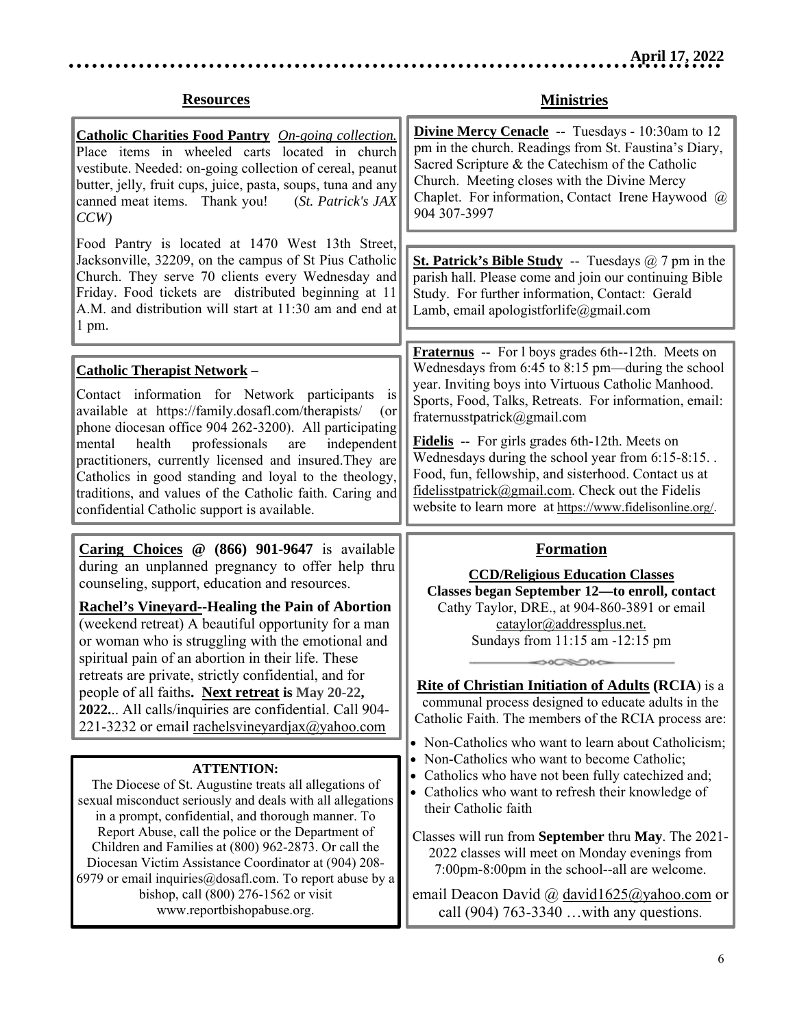## Resources

**Catholic Charities Food Pantry** *On-going collection.* Place items in wheeled carts located in church vestibule. Needed: on-going collection of cereal, peanut butter, jelly, fruit cups, juice, pasta, soups, tuna and any canned meat items. Thank you! (*St. Patrick's JAX CCW)*

Food Pantry is located at 1470 West 13th Street, Jacksonville, 32209, on the campus of St Pius Catholic Church. They serve 70 clients every Wednesday and Friday. Food tickets are distributed beginning at 11 A.M. and distribution will start at 11:30 am and end at 1 pm.

**Catholic Therapist Network –**

Contact information for Network participants is available at https://family.dosafl.com/therapists/ (or phone diocesan office 904 262-3200). All participating mental health professionals are independent practitioners, currently licensed and insured.They are Catholics in good standing and loyal to the theology, traditions, and values of the Catholic faith. Caring and confidential Catholic support is available.

**Caring Choices @ (866) 901-9647** is available during an unplanned pregnancy to offer help thru counseling, support, education and resources.

**Rachel's Vineyard--Healing the Pain of Abortion** (weekend retreat) A beautiful opportunity for a man or woman who is struggling with the emotional and spiritual pain of an abortion in their life. These retreats are private, strictly confidential, and for people of all faiths**. Next retreat is May 20-22, 2022.**.. All calls/inquiries are confidential. Call 904-221-3232 or email rachelsvineyardjax@yahoo.com

**ATTENTION:**

The Diocese of St. Augustine treats all allegations of sexual misconduct seriously and deals with all allegations in a prompt, confidential, and thorough manner. To Report Abuse, call the police or the Department of Children and Families at (800) 962-2873. Or call the Diocesan Victim Assistance Coordinator at (904) 208-6979 or email inquiries@dosafl.com. To report abuse by a bishop, call (800) 276-1562 or visit www.reportbishopabuse.org.

## Ministries

**Divine Mercy Cenacle** -- Tuesdays - 10:30am to 12 pm in the church. Readings from St. Faustina's Diary, Sacred Scripture & the Catechism of the Catholic Church. Meeting closes with the Divine Mercy Chaplet. For information, Contact Irene Haywood @ 904 307-3997

**St. Patrick's Bible Study** -- Tuesdays @ 7 pm in the parish hall. Please come and join our continuing Bible Study. For further information, Contact: Gerald Lamb, email apologistforlife@gmail.com

**Fraternus** -- For l boys grades 6th--12th. Meets on Wednesdays from 6:45 to 8:15 pm—during the school year. Inviting boys into Virtuous Catholic Manhood. Sports, Food, Talks, Retreats. For information, email: fraternusstpatrick@gmail.com

**Fidelis** -- For girls grades 6th-12th. Meets on Wednesdays during the school year from 6:15-8:15. . Food, fun, fellowship, and sisterhood. Contact us at fidelisstpatrick@gmail.com. Check out the Fidelis website to learn more at https://www.fidelisonline.org/.

## Formation

**CCD/Religious Education Classes**
**Classes began September 12—to enroll, contact**
Cathy Taylor, DRE., at 904-860-3891 or email cataylor@addressplus.net.
Sundays from 11:15 am -12:15 pm

**Rite of Christian Initiation of Adults (RCIA)** is a communal process designed to educate adults in the Catholic Faith. The members of the RCIA process are:

- Non-Catholics who want to learn about Catholicism;
- Non-Catholics who want to become Catholic;
- Catholics who have not been fully catechized and;
- Catholics who want to refresh their knowledge of their Catholic faith

Classes will run from **September** thru **May**. The 2021-2022 classes will meet on Monday evenings from 7:00pm-8:00pm in the school--all are welcome.

email Deacon David @ david1625@yahoo.com or call (904) 763-3340 …with any questions.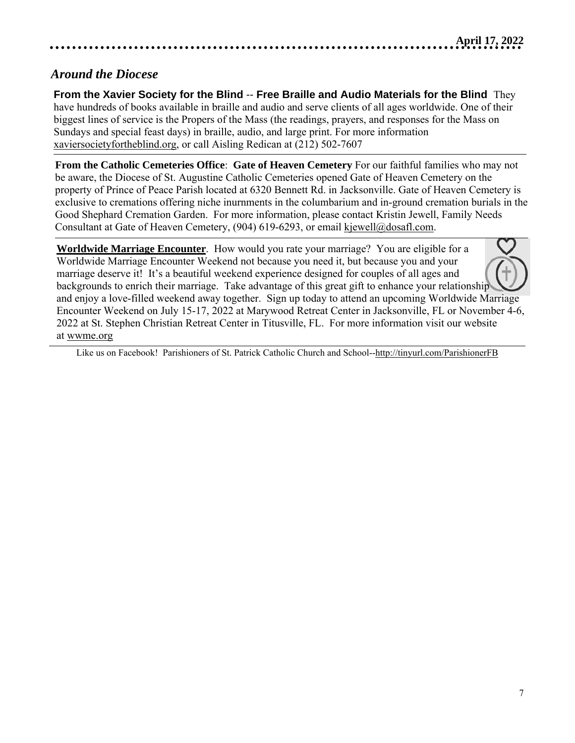## *Around the Diocese*

**From the Xavier Society for the Blind** -- **Free Braille and Audio Materials for the Blind** They have hundreds of books available in braille and audio and serve clients of all ages worldwide. One of their biggest lines of service is the Propers of the Mass (the readings, prayers, and responses for the Mass on Sundays and special feast days) in braille, audio, and large print. For more information xaviersocietyfortheblind.org, or call Aisling Redican at (212) 502-7607

**From the Catholic Cemeteries Office**: **Gate of Heaven Cemetery** For our faithful families who may not be aware, the Diocese of St. Augustine Catholic Cemeteries opened Gate of Heaven Cemetery on the property of Prince of Peace Parish located at 6320 Bennett Rd. in Jacksonville. Gate of Heaven Cemetery is exclusive to cremations offering niche inurnments in the columbarium and in-ground cremation burials in the Good Shephard Cremation Garden. For more information, please contact Kristin Jewell, Family Needs Consultant at Gate of Heaven Cemetery, (904) 619-6293, or email kjewell@dosafl.com.

**Worldwide Marriage Encounter**. How would you rate your marriage? You are eligible for a Worldwide Marriage Encounter Weekend not because you need it, but because you and your marriage deserve it! It's a beautiful weekend experience designed for couples of all ages and backgrounds to enrich their marriage. Take advantage of this great gift to enhance your relationship and enjoy a love-filled weekend away together. Sign up today to attend an upcoming Worldwide Marriage Encounter Weekend on July 15-17, 2022 at Marywood Retreat Center in Jacksonville, FL or November 4-6, 2022 at St. Stephen Christian Retreat Center in Titusville, FL. For more information visit our website at wwme.org

Like us on Facebook! Parishioners of St. Patrick Catholic Church and School--http://tinyurl.com/ParishionerFB